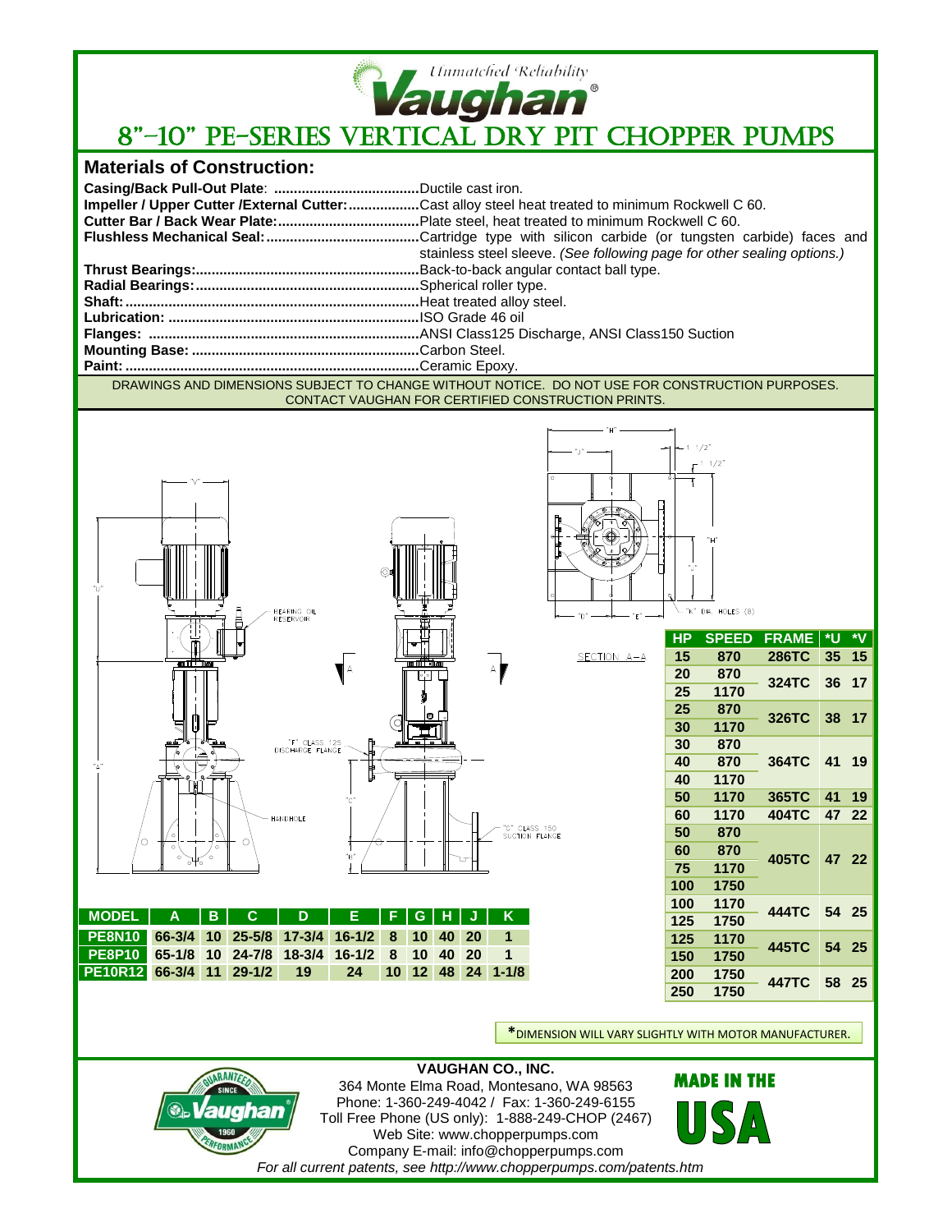*Unmatched Reliability*

**Vaughan®**

# 8"-10" PE-SERIES VERTICAL DRY PIT CHOPPER PUMPS

## Materials of Construction:

**Casing/Back Pull-Out Plate**: ....................................Ductile cast iron.
**Impeller / Upper Cutter /External Cutter:**.................Cast alloy steel heat treated to minimum Rockwell C 60.
**Cutter Bar / Back Wear Plate:**...................................Plate steel, heat treated to minimum Rockwell C 60.
**Flushless Mechanical Seal:**......................................Cartridge type with silicon carbide (or tungsten carbide) faces and stainless steel sleeve. *(See following page for other sealing options.)*
**Thrust Bearings:**........................................................Back-to-back angular contact ball type.
**Radial Bearings:**........................................................Spherical roller type.
**Shaft:**..........................................................................Heat treated alloy steel.
**Lubrication:** ...............................................................ISO Grade 46 oil
**Flanges:** ....................................................................ANSI Class125 Discharge, ANSI Class150 Suction
**Mounting Base:** .........................................................Carbon Steel.
**Paint:** ..........................................................................Ceramic Epoxy.

DRAWINGS AND DIMENSIONS SUBJECT TO CHANGE WITHOUT NOTICE. DO NOT USE FOR CONSTRUCTION PURPOSES. CONTACT VAUGHAN FOR CERTIFIED CONSTRUCTION PRINTS.

"V" "U" "A" BEARING OIL RESERVOIR "F" CLASS 125 DISCHARGE FLANGE HANDHOLE "C" "B" "G" CLASS 150 SUCTION FLANGE A A "H" "J" 1 1/2" 1 1/2" "H" "J" "D" "E" "K" DIA. HOLES (8) SECTION A-A

| MODEL | A | B | C | D | E | F | G | H | J | K |
|---|---|---|---|---|---|---|---|---|---|---|
| PE8N10 | 66-3/4 | 10 | 25-5/8 | 17-3/4 | 16-1/2 | 8 | 10 | 40 | 20 | 1 |
| PE8P10 | 65-1/8 | 10 | 24-7/8 | 18-3/4 | 16-1/2 | 8 | 10 | 40 | 20 | 1 |
| PE10R12 | 66-3/4 | 11 | 29-1/2 | 19 | 24 | 10 | 12 | 48 | 24 | 1-1/8 |

| HP | SPEED | FRAME | *U | *V |
|---|---|---|---|---|
| 15 | 870 | 286TC | 35 | 15 |
| 20 | 870 | 324TC | 36 | 17 |
| 25 | 1170 | | | |
| 25 | 870 | 326TC | 38 | 17 |
| 30 | 1170 | | | |
| 30 | 870 | 364TC | 41 | 19 |
| 40 | 870 | | | |
| 40 | 1170 | | | |
| 50 | 1170 | 365TC | 41 | 19 |
| 60 | 1170 | 404TC | 47 | 22 |
| 50 | 870 | 405TC | 47 | 22 |
| 60 | 870 | | | |
| 75 | 1170 | | | |
| 100 | 1750 | | | |
| 100 | 1170 | 444TC | 54 | 25 |
| 125 | 1750 | | | |
| 125 | 1170 | 445TC | 54 | 25 |
| 150 | 1750 | | | |
| 200 | 1750 | 447TC | 58 | 25 |
| 250 | 1750 | | | |

*DIMENSION WILL VARY SLIGHTLY WITH MOTOR MANUFACTURER.

GUARANTEED PERFORMANCE SINCE 1960 Vaughan

**VAUGHAN CO., INC.**
364 Monte Elma Road, Montesano, WA 98563
Phone: 1-360-249-4042 / Fax: 1-360-249-6155
Toll Free Phone (US only): 1-888-249-CHOP (2467)
Web Site: www.chopperpumps.com
Company E-mail: info@chopperpumps.com

MADE IN THE USA

*For all current patents, see http://www.chopperpumps.com/patents.htm*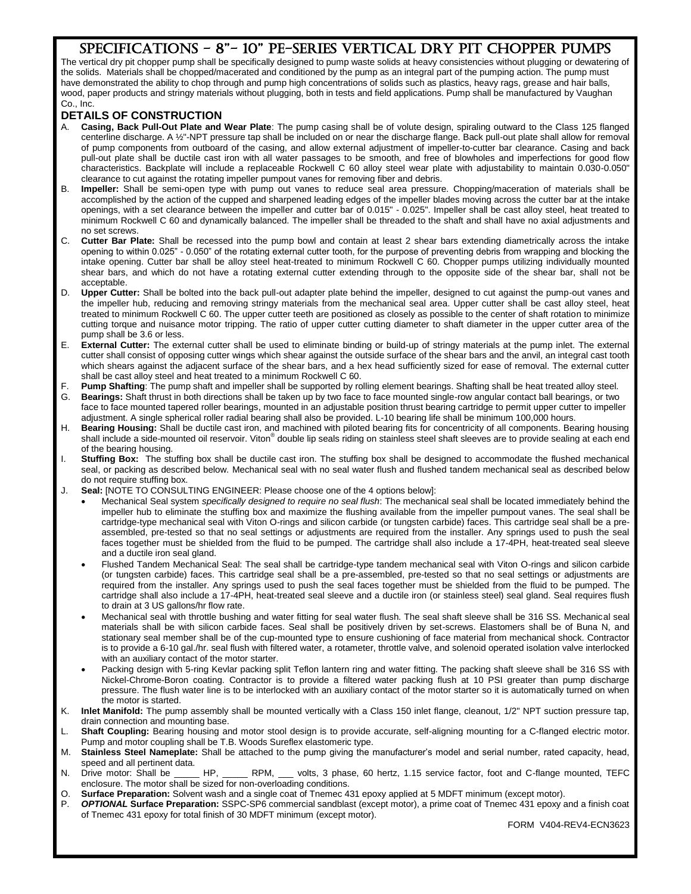# SPECIFICATIONS - 8"- 10" PE-SERIES VERTICAL DRY PIT CHOPPER PUMPS

The vertical dry pit chopper pump shall be specifically designed to pump waste solids at heavy consistencies without plugging or dewatering of the solids. Materials shall be chopped/macerated and conditioned by the pump as an integral part of the pumping action. The pump must have demonstrated the ability to chop through and pump high concentrations of solids such as plastics, heavy rags, grease and hair balls, wood, paper products and stringy materials without plugging, both in tests and field applications. Pump shall be manufactured by Vaughan Co., Inc.

## DETAILS OF CONSTRUCTION

A. **Casing, Back Pull-Out Plate and Wear Plate**: The pump casing shall be of volute design, spiraling outward to the Class 125 flanged centerline discharge. A ½"-NPT pressure tap shall be included on or near the discharge flange. Back pull-out plate shall allow for removal of pump components from outboard of the casing, and allow external adjustment of impeller-to-cutter bar clearance. Casing and back pull-out plate shall be ductile cast iron with all water passages to be smooth, and free of blowholes and imperfections for good flow characteristics. Backplate will include a replaceable Rockwell C 60 alloy steel wear plate with adjustability to maintain 0.030-0.050" clearance to cut against the rotating impeller pumpout vanes for removing fiber and debris.

B. **Impeller:** Shall be semi-open type with pump out vanes to reduce seal area pressure. Chopping/maceration of materials shall be accomplished by the action of the cupped and sharpened leading edges of the impeller blades moving across the cutter bar at the intake openings, with a set clearance between the impeller and cutter bar of 0.015" - 0.025". Impeller shall be cast alloy steel, heat treated to minimum Rockwell C 60 and dynamically balanced. The impeller shall be threaded to the shaft and shall have no axial adjustments and no set screws.

C. **Cutter Bar Plate:** Shall be recessed into the pump bowl and contain at least 2 shear bars extending diametrically across the intake opening to within 0.025" - 0.050" of the rotating external cutter tooth, for the purpose of preventing debris from wrapping and blocking the intake opening. Cutter bar shall be alloy steel heat-treated to minimum Rockwell C 60. Chopper pumps utilizing individually mounted shear bars, and which do not have a rotating external cutter extending through to the opposite side of the shear bar, shall not be acceptable.

D. **Upper Cutter:** Shall be bolted into the back pull-out adapter plate behind the impeller, designed to cut against the pump-out vanes and the impeller hub, reducing and removing stringy materials from the mechanical seal area. Upper cutter shall be cast alloy steel, heat treated to minimum Rockwell C 60. The upper cutter teeth are positioned as closely as possible to the center of shaft rotation to minimize cutting torque and nuisance motor tripping. The ratio of upper cutter cutting diameter to shaft diameter in the upper cutter area of the pump shall be 3.6 or less.

E. **External Cutter:** The external cutter shall be used to eliminate binding or build-up of stringy materials at the pump inlet. The external cutter shall consist of opposing cutter wings which shear against the outside surface of the shear bars and the anvil, an integral cast tooth which shears against the adjacent surface of the shear bars, and a hex head sufficiently sized for ease of removal. The external cutter shall be cast alloy steel and heat treated to a minimum Rockwell C 60.

F. **Pump Shafting**: The pump shaft and impeller shall be supported by rolling element bearings. Shafting shall be heat treated alloy steel.

G. **Bearings:** Shaft thrust in both directions shall be taken up by two face to face mounted single-row angular contact ball bearings, or two face to face mounted tapered roller bearings, mounted in an adjustable position thrust bearing cartridge to permit upper cutter to impeller adjustment. A single spherical roller radial bearing shall also be provided. L-10 bearing life shall be minimum 100,000 hours.

H. **Bearing Housing:** Shall be ductile cast iron, and machined with piloted bearing fits for concentricity of all components. Bearing housing shall include a side-mounted oil reservoir. Viton® double lip seals riding on stainless steel shaft sleeves are to provide sealing at each end of the bearing housing.

I. **Stuffing Box:** The stuffing box shall be ductile cast iron. The stuffing box shall be designed to accommodate the flushed mechanical seal, or packing as described below. Mechanical seal with no seal water flush and flushed tandem mechanical seal as described below do not require stuffing box.

J. **Seal:** [NOTE TO CONSULTING ENGINEER: Please choose one of the 4 options below]:

- Mechanical Seal system *specifically designed to require no seal flush*: The mechanical seal shall be located immediately behind the impeller hub to eliminate the stuffing box and maximize the flushing available from the impeller pumpout vanes. The seal shall be cartridge-type mechanical seal with Viton O-rings and silicon carbide (or tungsten carbide) faces. This cartridge seal shall be a pre-assembled, pre-tested so that no seal settings or adjustments are required from the installer. Any springs used to push the seal faces together must be shielded from the fluid to be pumped. The cartridge shall also include a 17-4PH, heat-treated seal sleeve and a ductile iron seal gland.
- Flushed Tandem Mechanical Seal: The seal shall be cartridge-type tandem mechanical seal with Viton O-rings and silicon carbide (or tungsten carbide) faces. This cartridge seal shall be a pre-assembled, pre-tested so that no seal settings or adjustments are required from the installer. Any springs used to push the seal faces together must be shielded from the fluid to be pumped. The cartridge shall also include a 17-4PH, heat-treated seal sleeve and a ductile iron (or stainless steel) seal gland. Seal requires flush to drain at 3 US gallons/hr flow rate.
- Mechanical seal with throttle bushing and water fitting for seal water flush. The seal shaft sleeve shall be 316 SS. Mechanical seal materials shall be with silicon carbide faces. Seal shall be positively driven by set-screws. Elastomers shall be of Buna N, and stationary seal member shall be of the cup-mounted type to ensure cushioning of face material from mechanical shock. Contractor is to provide a 6-10 gal./hr. seal flush with filtered water, a rotameter, throttle valve, and solenoid operated isolation valve interlocked with an auxiliary contact of the motor starter.
- Packing design with 5-ring Kevlar packing split Teflon lantern ring and water fitting. The packing shaft sleeve shall be 316 SS with Nickel-Chrome-Boron coating. Contractor is to provide a filtered water packing flush at 10 PSI greater than pump discharge pressure. The flush water line is to be interlocked with an auxiliary contact of the motor starter so it is automatically turned on when the motor is started.

K. **Inlet Manifold:** The pump assembly shall be mounted vertically with a Class 150 inlet flange, cleanout, 1/2" NPT suction pressure tap, drain connection and mounting base.

L. **Shaft Coupling:** Bearing housing and motor stool design is to provide accurate, self-aligning mounting for a C-flanged electric motor. Pump and motor coupling shall be T.B. Woods Sureflex elastomeric type.

M. **Stainless Steel Nameplate:** Shall be attached to the pump giving the manufacturer's model and serial number, rated capacity, head, speed and all pertinent data.

N. Drive motor: Shall be _____ HP, _____ RPM, ___ volts, 3 phase, 60 hertz, 1.15 service factor, foot and C-flange mounted, TEFC enclosure. The motor shall be sized for non-overloading conditions.

O. **Surface Preparation:** Solvent wash and a single coat of Tnemec 431 epoxy applied at 5 MDFT minimum (except motor).

P. ***OPTIONAL* Surface Preparation:** SSPC-SP6 commercial sandblast (except motor), a prime coat of Tnemec 431 epoxy and a finish coat of Tnemec 431 epoxy for total finish of 30 MDFT minimum (except motor).

FORM V404-REV4-ECN3623